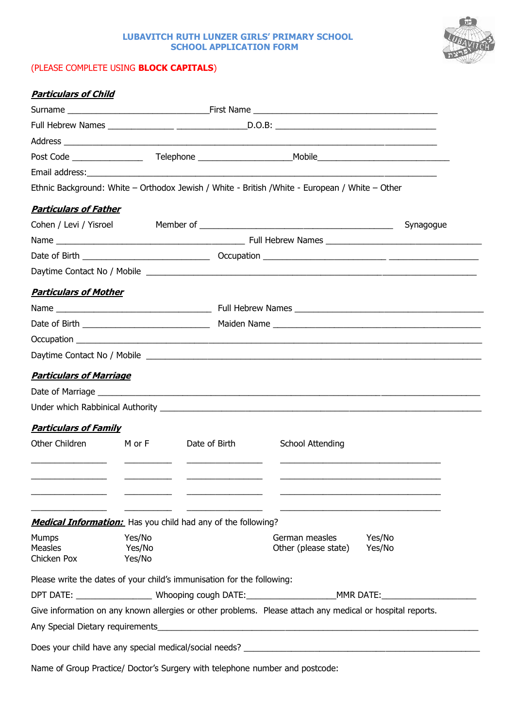**LUBAVITCH RUTH LUNZER GIRLS' PRIMARY SCHOOL**
**SCHOOL APPLICATION FORM**

(PLEASE COMPLETE USING **BLOCK CAPITALS**)

***Particulars of Child***

Surname ______________________________ First Name _______________________________________

Full Hebrew Names ______________ ______________ D.O.B: __________________________________

Address ________________________________________________________________________________

Post Code _______________ Telephone ___________________ Mobile ____________________________

Email address: __________________________________________________________________________

Ethnic Background: White – Orthodox Jewish / White - British /White - European / White – Other

***Particulars of Father***

Cohen / Levi / Yisroel Member of _________________________________________ Synagogue

Name ________________________________________ Full Hebrew Names _________________________________

Date of Birth ___________________________ Occupation __________________________ ___________________

Daytime Contact No / Mobile ______________________________________________________________________

***Particulars of Mother***

Name _________________________________ Full Hebrew Names ________________________________________

Date of Birth ___________________________ Maiden Name ____________________________________________

Occupation ________________________________________________________________________________________

Daytime Contact No / Mobile _______________________________________________________________________

***Particulars of Marriage***

Date of Marriage ___________________________________________________________________________________

Under which Rabbinical Authority ______________________________________________________________________

***Particulars of Family***

| Other Children | M or F | Date of Birth | School Attending |
|---|---|---|---|
| | | | |
| | | | |
| | | | |
| | | | |

***Medical Information:*** Has you child had any of the following?

| | | | |
|---|---|---|---|
| Mumps | Yes/No | German measles | Yes/No |
| Measles | Yes/No | Other (please state) | Yes/No |
| Chicken Pox | Yes/No | | |

Please write the dates of your child's immunisation for the following:

DPT DATE: ________________ Whooping cough DATE: __________________ MMR DATE: ____________________

Give information on any known allergies or other problems. Please attach any medical or hospital reports.

Any Special Dietary requirements ______________________________________________________________________

Does your child have any special medical/social needs? ___________________________________________________

Name of Group Practice/ Doctor's Surgery with telephone number and postcode: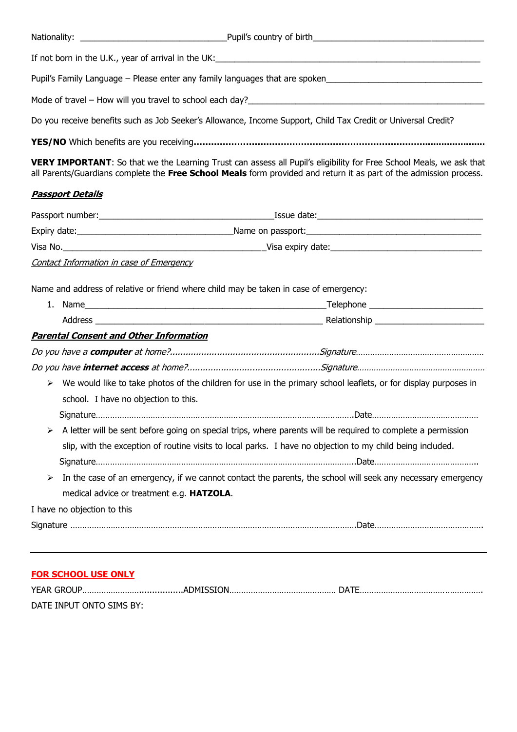Nationality: ______________________________ Pupil's country of birth ______________________________

If not born in the U.K., year of arrival in the UK: ______________________________

Pupil's Family Language – Please enter any family languages that are spoken ______________________________

Mode of travel – How will you travel to school each day? ______________________________

Do you receive benefits such as Job Seeker's Allowance, Income Support, Child Tax Credit or Universal Credit?

**YES/NO** Which benefits are you receiving**………………………………………………………………………………**

**VERY IMPORTANT**: So that we the Learning Trust can assess all Pupil's eligibility for Free School Meals, we ask that all Parents/Guardians complete the **Free School Meals** form provided and return it as part of the admission process.

***Passport Details***

Passport number: ______________________________ Issue date: ______________________________

Expiry date: ______________________________ Name on passport: ______________________________

Visa No. ______________________________ Visa expiry date: ______________________________

*Contact Information in case of Emergency*

Name and address of relative or friend where child may be taken in case of emergency:

1. Name ______________________________ Telephone ______________________________

   Address ______________________________ Relationship ______________________________

***Parental Consent and Other Information***

*Do you have a **computer** at home?…………………………………………………Signature……………………………………………*

*Do you have **internet access** at home?…………………………………………Signature……………………………………………*

- We would like to take photos of the children for use in the primary school leaflets, or for display purposes in school. I have no objection to this.

  Signature……………………………………………………………………………………………Date………………………………………

- A letter will be sent before going on special trips, where parents will be required to complete a permission slip, with the exception of routine visits to local parks. I have no objection to my child being included.

  Signature……………………………………………………………………………………………Date………………………………………

- In the case of an emergency, if we cannot contact the parents, the school will seek any necessary emergency medical advice or treatment e.g. **HATZOLA**.

I have no objection to this

Signature ……………………………………………………………………………………………Date………………………………………

---

**FOR SCHOOL USE ONLY**

YEAR GROUP……………………………ADMISSION……………………………… DATE………………………………………

DATE INPUT ONTO SIMS BY: